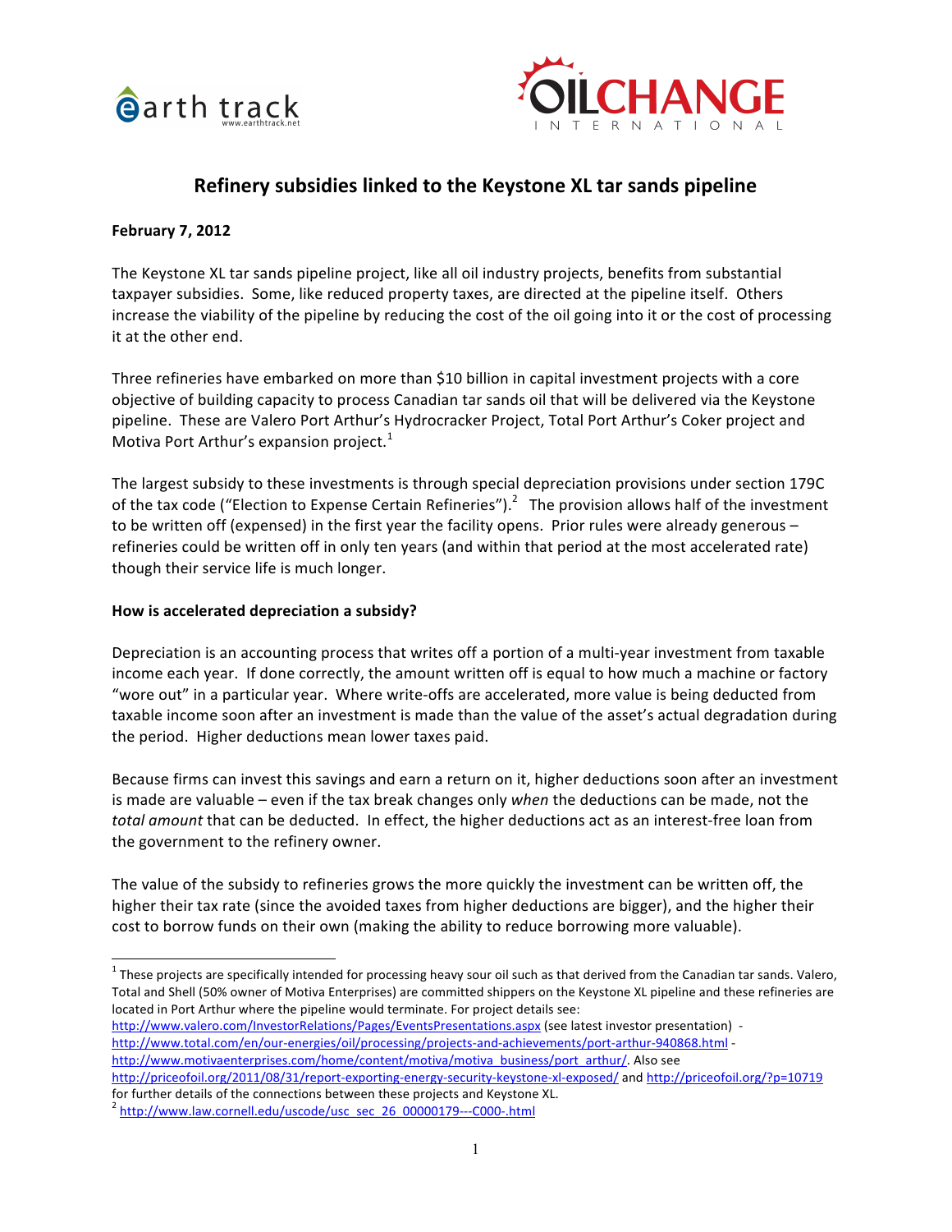earth track
www.earthtrack.net

OILCHANGE INTERNATIONAL

# Refinery subsidies linked to the Keystone XL tar sands pipeline

**February 7, 2012**

The Keystone XL tar sands pipeline project, like all oil industry projects, benefits from substantial taxpayer subsidies. Some, like reduced property taxes, are directed at the pipeline itself. Others increase the viability of the pipeline by reducing the cost of the oil going into it or the cost of processing it at the other end.

Three refineries have embarked on more than $10 billion in capital investment projects with a core objective of building capacity to process Canadian tar sands oil that will be delivered via the Keystone pipeline. These are Valero Port Arthur's Hydrocracker Project, Total Port Arthur's Coker project and Motiva Port Arthur's expansion project.[1]

The largest subsidy to these investments is through special depreciation provisions under section 179C of the tax code ("Election to Expense Certain Refineries").[2] The provision allows half of the investment to be written off (expensed) in the first year the facility opens. Prior rules were already generous – refineries could be written off in only ten years (and within that period at the most accelerated rate) though their service life is much longer.

**How is accelerated depreciation a subsidy?**

Depreciation is an accounting process that writes off a portion of a multi-year investment from taxable income each year. If done correctly, the amount written off is equal to how much a machine or factory "wore out" in a particular year. Where write-offs are accelerated, more value is being deducted from taxable income soon after an investment is made than the value of the asset's actual degradation during the period. Higher deductions mean lower taxes paid.

Because firms can invest this savings and earn a return on it, higher deductions soon after an investment is made are valuable – even if the tax break changes only *when* the deductions can be made, not the *total amount* that can be deducted. In effect, the higher deductions act as an interest-free loan from the government to the refinery owner.

The value of the subsidy to refineries grows the more quickly the investment can be written off, the higher their tax rate (since the avoided taxes from higher deductions are bigger), and the higher their cost to borrow funds on their own (making the ability to reduce borrowing more valuable).

---

[1] These projects are specifically intended for processing heavy sour oil such as that derived from the Canadian tar sands. Valero, Total and Shell (50% owner of Motiva Enterprises) are committed shippers on the Keystone XL pipeline and these refineries are located in Port Arthur where the pipeline would terminate. For project details see: http://www.valero.com/InvestorRelations/Pages/EventsPresentations.aspx (see latest investor presentation) - http://www.total.com/en/our-energies/oil/processing/projects-and-achievements/port-arthur-940868.html - http://www.motivaenterprises.com/home/content/motiva/motiva_business/port_arthur/. Also see http://priceofoil.org/2011/08/31/report-exporting-energy-security-keystone-xl-exposed/ and http://priceofoil.org/?p=10719 for further details of the connections between these projects and Keystone XL.

[2] http://www.law.cornell.edu/uscode/usc_sec_26_00000179---C000-.html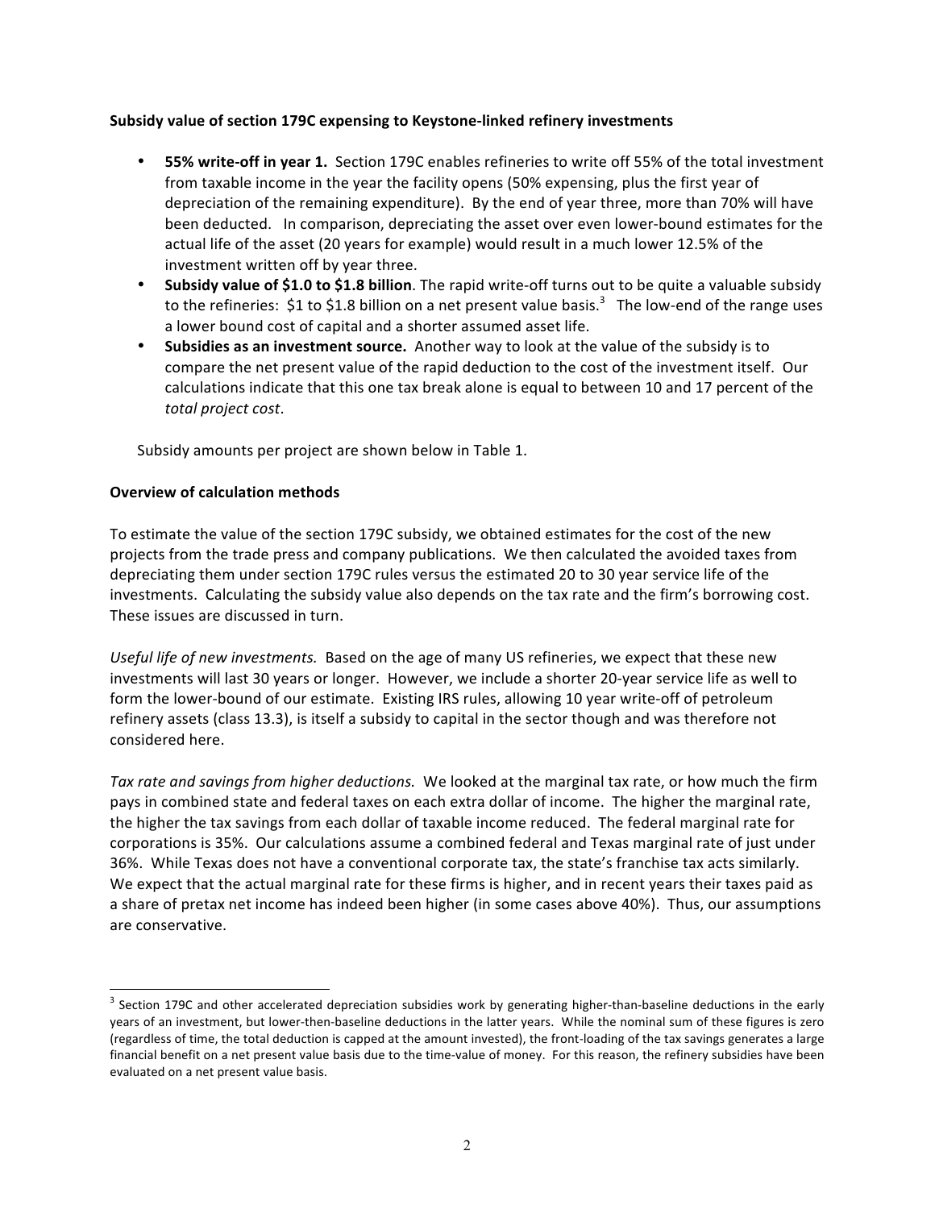**Subsidy value of section 179C expensing to Keystone-linked refinery investments**

- **55% write-off in year 1.** Section 179C enables refineries to write off 55% of the total investment from taxable income in the year the facility opens (50% expensing, plus the first year of depreciation of the remaining expenditure). By the end of year three, more than 70% will have been deducted. In comparison, depreciating the asset over even lower-bound estimates for the actual life of the asset (20 years for example) would result in a much lower 12.5% of the investment written off by year three.
- **Subsidy value of $1.0 to $1.8 billion**. The rapid write-off turns out to be quite a valuable subsidy to the refineries: $1 to $1.8 billion on a net present value basis.[3] The low-end of the range uses a lower bound cost of capital and a shorter assumed asset life.
- **Subsidies as an investment source.** Another way to look at the value of the subsidy is to compare the net present value of the rapid deduction to the cost of the investment itself. Our calculations indicate that this one tax break alone is equal to between 10 and 17 percent of the *total project cost*.

Subsidy amounts per project are shown below in Table 1.

**Overview of calculation methods**

To estimate the value of the section 179C subsidy, we obtained estimates for the cost of the new projects from the trade press and company publications. We then calculated the avoided taxes from depreciating them under section 179C rules versus the estimated 20 to 30 year service life of the investments. Calculating the subsidy value also depends on the tax rate and the firm's borrowing cost. These issues are discussed in turn.

*Useful life of new investments.* Based on the age of many US refineries, we expect that these new investments will last 30 years or longer. However, we include a shorter 20-year service life as well to form the lower-bound of our estimate. Existing IRS rules, allowing 10 year write-off of petroleum refinery assets (class 13.3), is itself a subsidy to capital in the sector though and was therefore not considered here.

*Tax rate and savings from higher deductions.* We looked at the marginal tax rate, or how much the firm pays in combined state and federal taxes on each extra dollar of income. The higher the marginal rate, the higher the tax savings from each dollar of taxable income reduced. The federal marginal rate for corporations is 35%. Our calculations assume a combined federal and Texas marginal rate of just under 36%. While Texas does not have a conventional corporate tax, the state's franchise tax acts similarly. We expect that the actual marginal rate for these firms is higher, and in recent years their taxes paid as a share of pretax net income has indeed been higher (in some cases above 40%). Thus, our assumptions are conservative.

[3] Section 179C and other accelerated depreciation subsidies work by generating higher-than-baseline deductions in the early years of an investment, but lower-then-baseline deductions in the latter years. While the nominal sum of these figures is zero (regardless of time, the total deduction is capped at the amount invested), the front-loading of the tax savings generates a large financial benefit on a net present value basis due to the time-value of money. For this reason, the refinery subsidies have been evaluated on a net present value basis.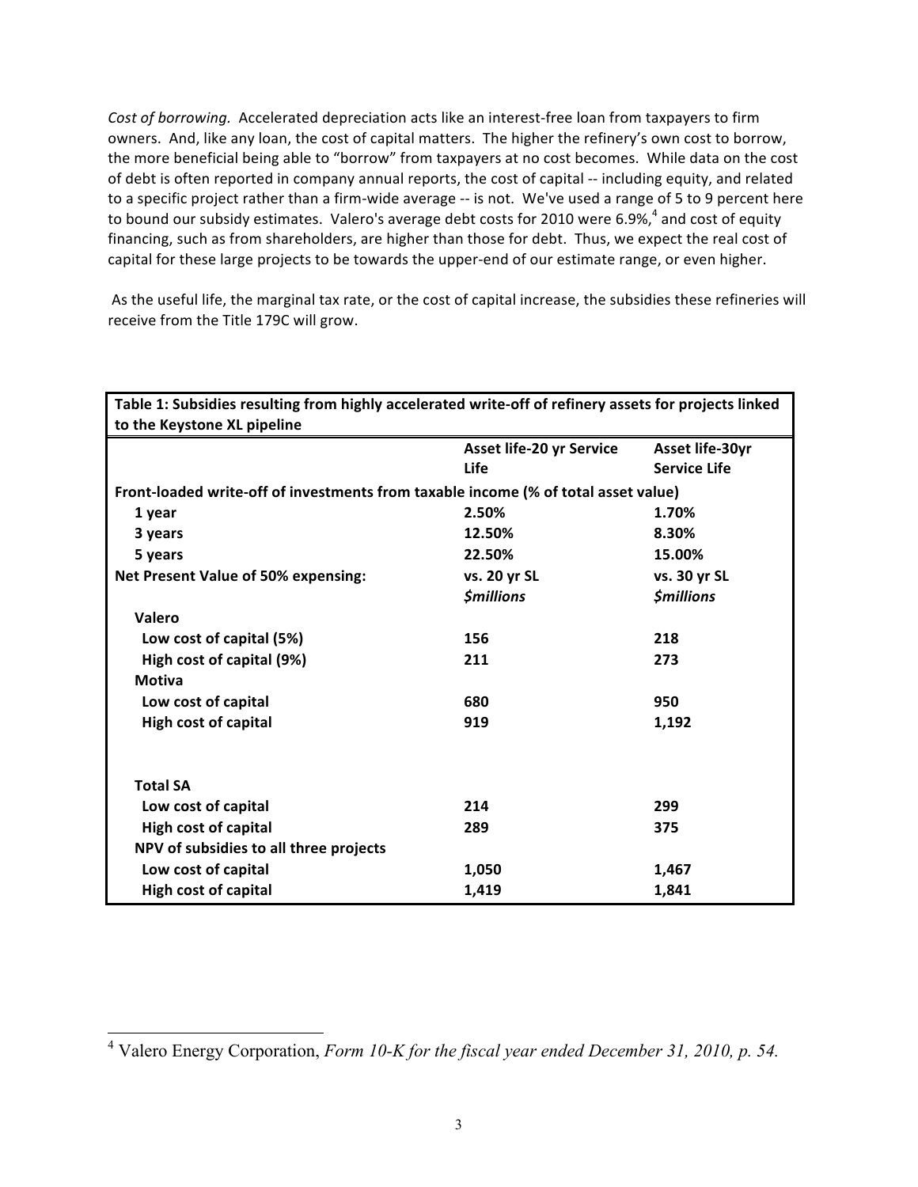*Cost of borrowing.* Accelerated depreciation acts like an interest-free loan from taxpayers to firm owners. And, like any loan, the cost of capital matters. The higher the refinery's own cost to borrow, the more beneficial being able to "borrow" from taxpayers at no cost becomes. While data on the cost of debt is often reported in company annual reports, the cost of capital -- including equity, and related to a specific project rather than a firm-wide average -- is not. We've used a range of 5 to 9 percent here to bound our subsidy estimates. Valero's average debt costs for 2010 were 6.9%,[4] and cost of equity financing, such as from shareholders, are higher than those for debt. Thus, we expect the real cost of capital for these large projects to be towards the upper-end of our estimate range, or even higher.

As the useful life, the marginal tax rate, or the cost of capital increase, the subsidies these refineries will receive from the Title 179C will grow.

**Table 1: Subsidies resulting from highly accelerated write-off of refinery assets for projects linked to the Keystone XL pipeline**

| | Asset life-20 yr Service Life | Asset life-30yr Service Life |
|---|---|---|
| **Front-loaded write-off of investments from taxable income (% of total asset value)** | | |
| 1 year | 2.50% | 1.70% |
| 3 years | 12.50% | 8.30% |
| 5 years | 22.50% | 15.00% |
| **Net Present Value of 50% expensing:** | **vs. 20 yr SL** *$millions* | **vs. 30 yr SL** *$millions* |
| Valero | | |
| Low cost of capital (5%) | 156 | 218 |
| High cost of capital (9%) | 211 | 273 |
| Motiva | | |
| Low cost of capital | 680 | 950 |
| High cost of capital | 919 | 1,192 |
| Total SA | | |
| Low cost of capital | 214 | 299 |
| High cost of capital | 289 | 375 |
| NPV of subsidies to all three projects | | |
| Low cost of capital | 1,050 | 1,467 |
| High cost of capital | 1,419 | 1,841 |

[4] Valero Energy Corporation, *Form 10-K for the fiscal year ended December 31, 2010, p. 54.*